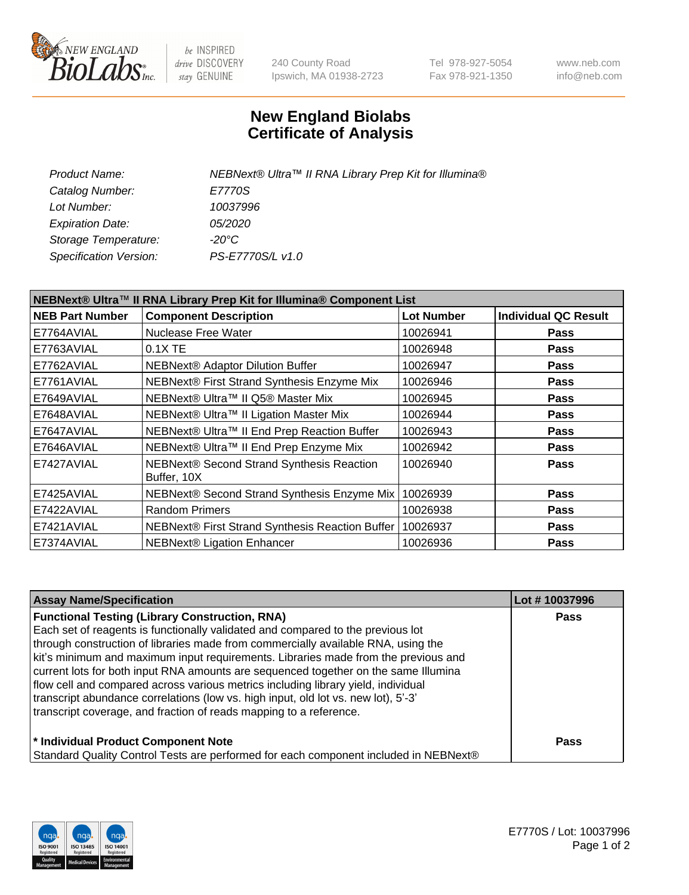New England BioLabs Inc. — be INSPIRED drive DISCOVERY stay GENUINE

240 County Road
Ipswich, MA 01938-2723

Tel 978-927-5054
Fax 978-921-1350

www.neb.com
info@neb.com

# New England Biolabs
# Certificate of Analysis

| | |
|---|---|
| *Product Name:* | *NEBNext® Ultra™ II RNA Library Prep Kit for Illumina®* |
| *Catalog Number:* | *E7770S* |
| *Lot Number:* | *10037996* |
| *Expiration Date:* | *05/2020* |
| *Storage Temperature:* | *-20°C* |
| *Specification Version:* | *PS-E7770S/L v1.0* |

| **NEBNext® Ultra™ II RNA Library Prep Kit for Illumina® Component List** | | | |
|---|---|---|---|
| **NEB Part Number** | **Component Description** | **Lot Number** | **Individual QC Result** |
| E7764AVIAL | Nuclease Free Water | 10026941 | **Pass** |
| E7763AVIAL | 0.1X TE | 10026948 | **Pass** |
| E7762AVIAL | NEBNext® Adaptor Dilution Buffer | 10026947 | **Pass** |
| E7761AVIAL | NEBNext® First Strand Synthesis Enzyme Mix | 10026946 | **Pass** |
| E7649AVIAL | NEBNext® Ultra™ II Q5® Master Mix | 10026945 | **Pass** |
| E7648AVIAL | NEBNext® Ultra™ II Ligation Master Mix | 10026944 | **Pass** |
| E7647AVIAL | NEBNext® Ultra™ II End Prep Reaction Buffer | 10026943 | **Pass** |
| E7646AVIAL | NEBNext® Ultra™ II End Prep Enzyme Mix | 10026942 | **Pass** |
| E7427AVIAL | NEBNext® Second Strand Synthesis Reaction Buffer, 10X | 10026940 | **Pass** |
| E7425AVIAL | NEBNext® Second Strand Synthesis Enzyme Mix | 10026939 | **Pass** |
| E7422AVIAL | Random Primers | 10026938 | **Pass** |
| E7421AVIAL | NEBNext® First Strand Synthesis Reaction Buffer | 10026937 | **Pass** |
| E7374AVIAL | NEBNext® Ligation Enhancer | 10026936 | **Pass** |

| **Assay Name/Specification** | **Lot # 10037996** |
|---|---|
| **Functional Testing (Library Construction, RNA)**<br>Each set of reagents is functionally validated and compared to the previous lot through construction of libraries made from commercially available RNA, using the kit's minimum and maximum input requirements. Libraries made from the previous and current lots for both input RNA amounts are sequenced together on the same Illumina flow cell and compared across various metrics including library yield, individual transcript abundance correlations (low vs. high input, old lot vs. new lot), 5'-3' transcript coverage, and fraction of reads mapping to a reference. | **Pass** |
| **\* Individual Product Component Note**<br>Standard Quality Control Tests are performed for each component included in NEBNext® | **Pass** |

E7770S / Lot: 10037996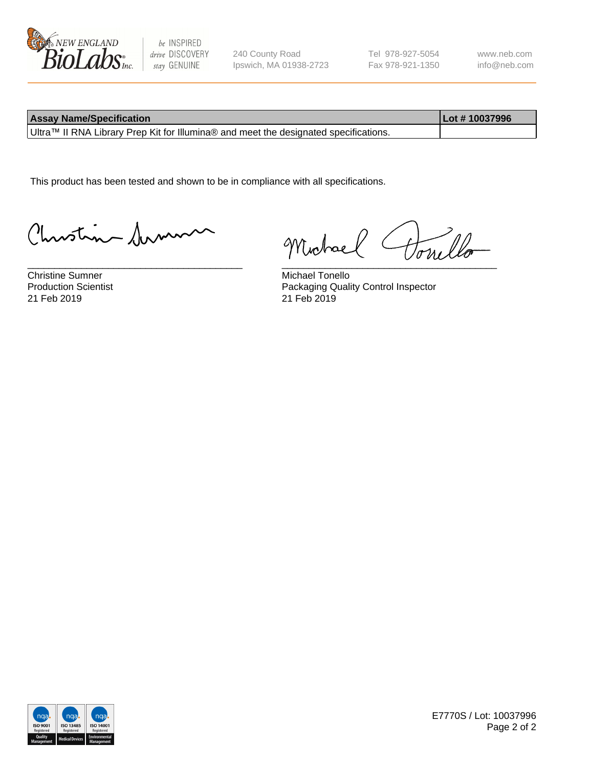NEW ENGLAND BioLabs Inc. — be INSPIRED drive DISCOVERY stay GENUINE

240 County Road
Ipswich, MA 01938-2723

Tel 978-927-5054
Fax 978-921-1350

www.neb.com
info@neb.com

| Assay Name/Specification | Lot # 10037996 |
| --- | --- |
| Ultra™ II RNA Library Prep Kit for Illumina® and meet the designated specifications. | |

This product has been tested and shown to be in compliance with all specifications.

Christine Sumner
Production Scientist
21 Feb 2019

Michael Tonello
Packaging Quality Control Inspector
21 Feb 2019

E7770S / Lot: 10037996